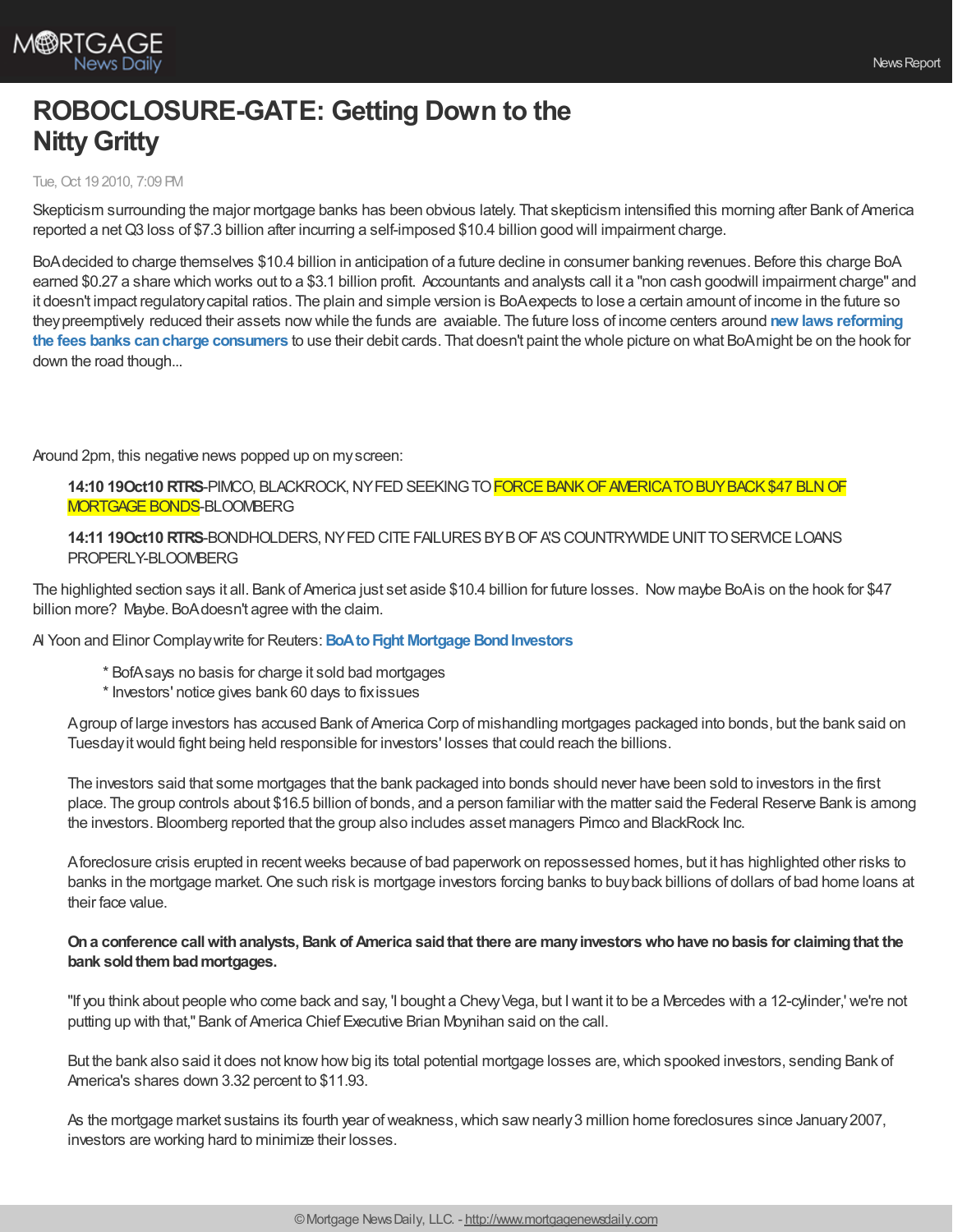# ROBOCLOSURE-GATE: Getting Down to the Nitty Gritty

Tue, Oct 19 2010, 7:09 PM

Skepticism surrounding the major mortgage banks has been obvious lately. That skepticism intensified this morning after Bank of America reported a net Q3 loss of $7.3 billion after incurring a self-imposed $10.4 billion good will impairment charge.

BoA decided to charge themselves $10.4 billion in anticipation of a future decline in consumer banking revenues. Before this charge BoA earned $0.27 a share which works out to a $3.1 billion profit. Accountants and analysts call it a "non cash goodwill impairment charge" and it doesn't impact regulatory capital ratios. The plain and simple version is BoA expects to lose a certain amount of income in the future so they preemptively reduced their assets now while the funds are avaiable. The future loss of income centers around **new laws reforming the fees banks can charge consumers** to use their debit cards. That doesn't paint the whole picture on what BoA might be on the hook for down the road though...

Around 2pm, this negative news popped up on my screen:

> **14:10 19Oct10 RTRS**-PIMCO, BLACKROCK, NY FED SEEKING TO FORCE BANK OF AMERICA TO BUY BACK $47 BLN OF MORTGAGE BONDS-BLOOMBERG
>
> **14:11 19Oct10 RTRS**-BONDHOLDERS, NY FED CITE FAILURES BY B OF A'S COUNTRYWIDE UNIT TO SERVICE LOANS PROPERLY-BLOOMBERG

The highlighted section says it all. Bank of America just set aside $10.4 billion for future losses. Now maybe BoA is on the hook for $47 billion more? Maybe. BoA doesn't agree with the claim.

Al Yoon and Elinor Complay write for Reuters: **BoA to Fight Mortgage Bond Investors**

> * BofA says no basis for charge it sold bad mortgages
> * Investors' notice gives bank 60 days to fix issues
>
> A group of large investors has accused Bank of America Corp of mishandling mortgages packaged into bonds, but the bank said on Tuesday it would fight being held responsible for investors' losses that could reach the billions.
>
> The investors said that some mortgages that the bank packaged into bonds should never have been sold to investors in the first place. The group controls about $16.5 billion of bonds, and a person familiar with the matter said the Federal Reserve Bank is among the investors. Bloomberg reported that the group also includes asset managers Pimco and BlackRock Inc.
>
> A foreclosure crisis erupted in recent weeks because of bad paperwork on repossessed homes, but it has highlighted other risks to banks in the mortgage market. One such risk is mortgage investors forcing banks to buy back billions of dollars of bad home loans at their face value.
>
> **On a conference call with analysts, Bank of America said that there are many investors who have no basis for claiming that the bank sold them bad mortgages.**
>
> "If you think about people who come back and say, 'I bought a Chevy Vega, but I want it to be a Mercedes with a 12-cylinder,' we're not putting up with that," Bank of America Chief Executive Brian Moynihan said on the call.
>
> But the bank also said it does not know how big its total potential mortgage losses are, which spooked investors, sending Bank of America's shares down 3.32 percent to $11.93.
>
> As the mortgage market sustains its fourth year of weakness, which saw nearly 3 million home foreclosures since January 2007, investors are working hard to minimize their losses.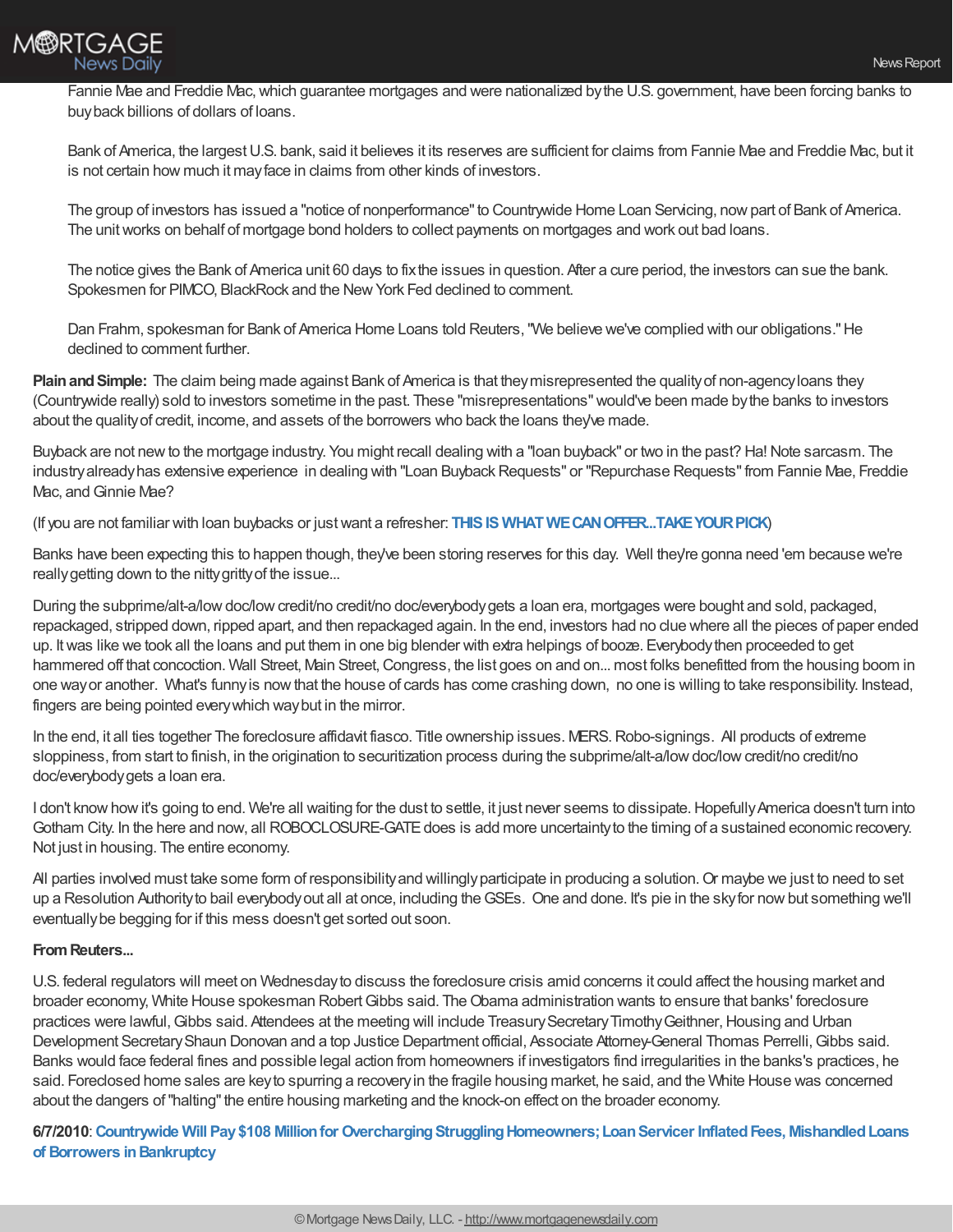Fannie Mae and Freddie Mac, which guarantee mortgages and were nationalized by the U.S. government, have been forcing banks to buy back billions of dollars of loans.

Bank of America, the largest U.S. bank, said it believes it its reserves are sufficient for claims from Fannie Mae and Freddie Mac, but it is not certain how much it may face in claims from other kinds of investors.

The group of investors has issued a "notice of nonperformance" to Countrywide Home Loan Servicing, now part of Bank of America. The unit works on behalf of mortgage bond holders to collect payments on mortgages and work out bad loans.

The notice gives the Bank of America unit 60 days to fix the issues in question. After a cure period, the investors can sue the bank. Spokesmen for PIMCO, BlackRock and the New York Fed declined to comment.

Dan Frahm, spokesman for Bank of America Home Loans told Reuters, "We believe we've complied with our obligations." He declined to comment further.

**Plain and Simple:** The claim being made against Bank of America is that they misrepresented the quality of non-agency loans they (Countrywide really) sold to investors sometime in the past. These "misrepresentations" would've been made by the banks to investors about the quality of credit, income, and assets of the borrowers who back the loans they've made.

Buyback are not new to the mortgage industry. You might recall dealing with a "loan buyback" or two in the past? Ha! Note sarcasm. The industry already has extensive experience in dealing with "Loan Buyback Requests" or "Repurchase Requests" from Fannie Mae, Freddie Mac, and Ginnie Mae?

(If you are not familiar with loan buybacks or just want a refresher: **THIS IS WHAT WE CAN OFFER...TAKE YOUR PICK**)

Banks have been expecting this to happen though, they've been storing reserves for this day. Well they're gonna need 'em because we're really getting down to the nitty gritty of the issue...

During the subprime/alt-a/low doc/low credit/no credit/no doc/everybody gets a loan era, mortgages were bought and sold, packaged, repackaged, stripped down, ripped apart, and then repackaged again. In the end, investors had no clue where all the pieces of paper ended up. It was like we took all the loans and put them in one big blender with extra helpings of booze. Everybody then proceeded to get hammered off that concoction. Wall Street, Main Street, Congress, the list goes on and on... most folks benefitted from the housing boom in one way or another. What's funny is now that the house of cards has come crashing down, no one is willing to take responsibility. Instead, fingers are being pointed every which way but in the mirror.

In the end, it all ties together The foreclosure affidavit fiasco. Title ownership issues. MERS. Robo-signings. All products of extreme sloppiness, from start to finish, in the origination to securitization process during the subprime/alt-a/low doc/low credit/no credit/no doc/everybody gets a loan era.

I don't know how it's going to end. We're all waiting for the dust to settle, it just never seems to dissipate. Hopefully America doesn't turn into Gotham City. In the here and now, all ROBOCLOSURE-GATE does is add more uncertainty to the timing of a sustained economic recovery. Not just in housing. The entire economy.

All parties involved must take some form of responsibility and willingly participate in producing a solution. Or maybe we just to need to set up a Resolution Authority to bail everybody out all at once, including the GSEs. One and done. It's pie in the sky for now but something we'll eventually be begging for if this mess doesn't get sorted out soon.

**From Reuters...**

U.S. federal regulators will meet on Wednesday to discuss the foreclosure crisis amid concerns it could affect the housing market and broader economy, White House spokesman Robert Gibbs said. The Obama administration wants to ensure that banks' foreclosure practices were lawful, Gibbs said. Attendees at the meeting will include Treasury Secretary Timothy Geithner, Housing and Urban Development Secretary Shaun Donovan and a top Justice Department official, Associate Attorney-General Thomas Perrelli, Gibbs said. Banks would face federal fines and possible legal action from homeowners if investigators find irregularities in the banks's practices, he said. Foreclosed home sales are key to spurring a recovery in the fragile housing market, he said, and the White House was concerned about the dangers of "halting" the entire housing marketing and the knock-on effect on the broader economy.

**6/7/2010**: **Countrywide Will Pay $108 Million for Overcharging Struggling Homeowners; Loan Servicer Inflated Fees, Mishandled Loans of Borrowers in Bankruptcy**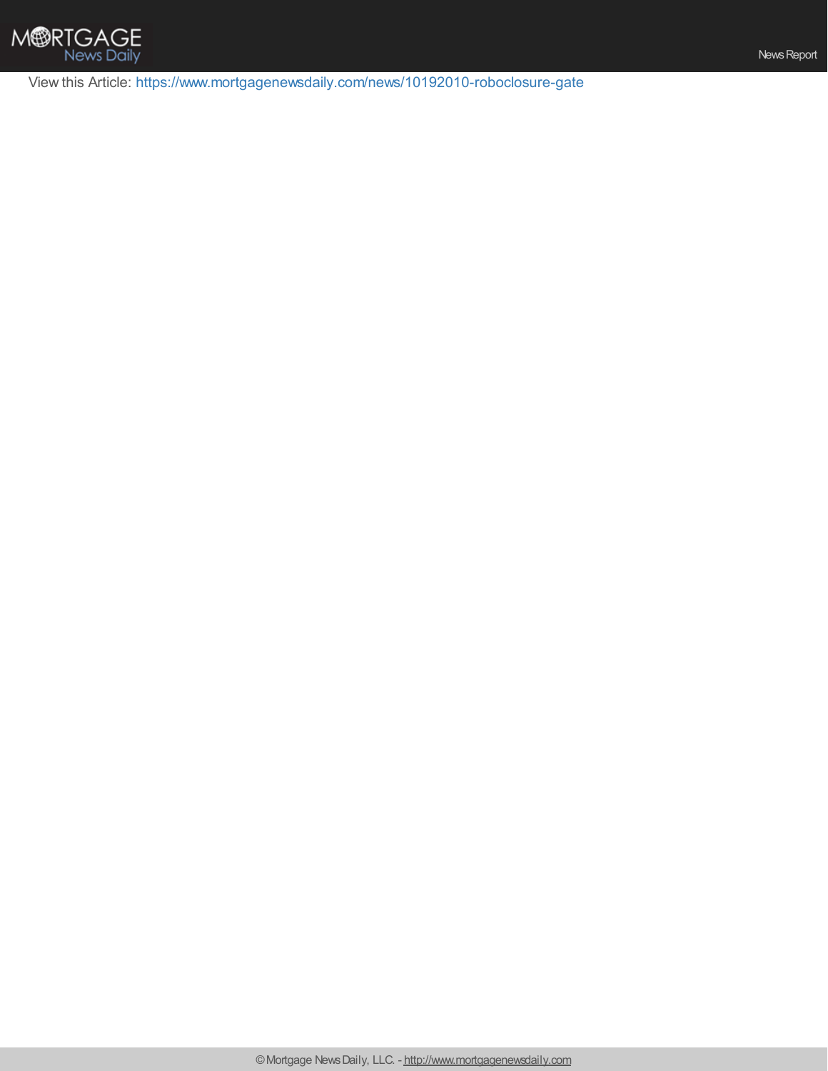View this Article: https://www.mortgagenewsdaily.com/news/10192010-roboclosure-gate